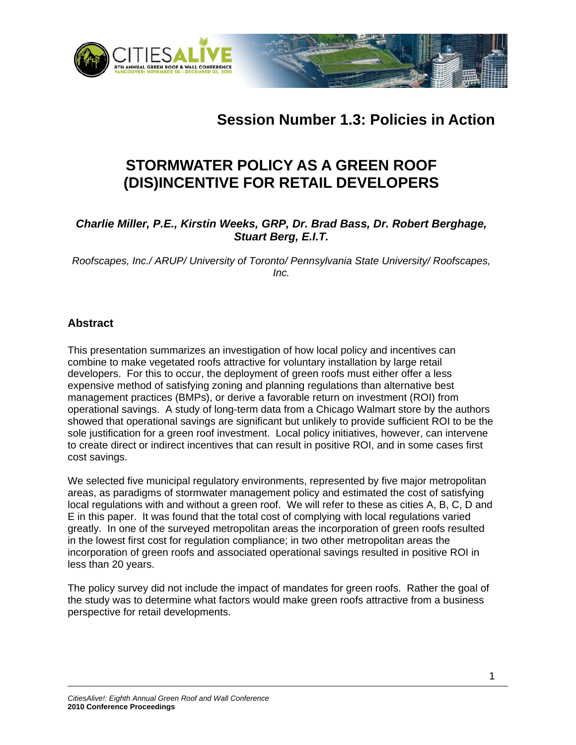## Session Number 1.3: Policies in Action

# STORMWATER POLICY AS A GREEN ROOF (DIS)INCENTIVE FOR RETAIL DEVELOPERS

***Charlie Miller, P.E., Kirstin Weeks, GRP, Dr. Brad Bass, Dr. Robert Berghage, Stuart Berg, E.I.T.***

*Roofscapes, Inc./ ARUP/ University of Toronto/ Pennsylvania State University/ Roofscapes, Inc.*

### Abstract

This presentation summarizes an investigation of how local policy and incentives can combine to make vegetated roofs attractive for voluntary installation by large retail developers. For this to occur, the deployment of green roofs must either offer a less expensive method of satisfying zoning and planning regulations than alternative best management practices (BMPs), or derive a favorable return on investment (ROI) from operational savings. A study of long-term data from a Chicago Walmart store by the authors showed that operational savings are significant but unlikely to provide sufficient ROI to be the sole justification for a green roof investment. Local policy initiatives, however, can intervene to create direct or indirect incentives that can result in positive ROI, and in some cases first cost savings.

We selected five municipal regulatory environments, represented by five major metropolitan areas, as paradigms of stormwater management policy and estimated the cost of satisfying local regulations with and without a green roof. We will refer to these as cities A, B, C, D and E in this paper. It was found that the total cost of complying with local regulations varied greatly. In one of the surveyed metropolitan areas the incorporation of green roofs resulted in the lowest first cost for regulation compliance; in two other metropolitan areas the incorporation of green roofs and associated operational savings resulted in positive ROI in less than 20 years.

The policy survey did not include the impact of mandates for green roofs. Rather the goal of the study was to determine what factors would make green roofs attractive from a business perspective for retail developments.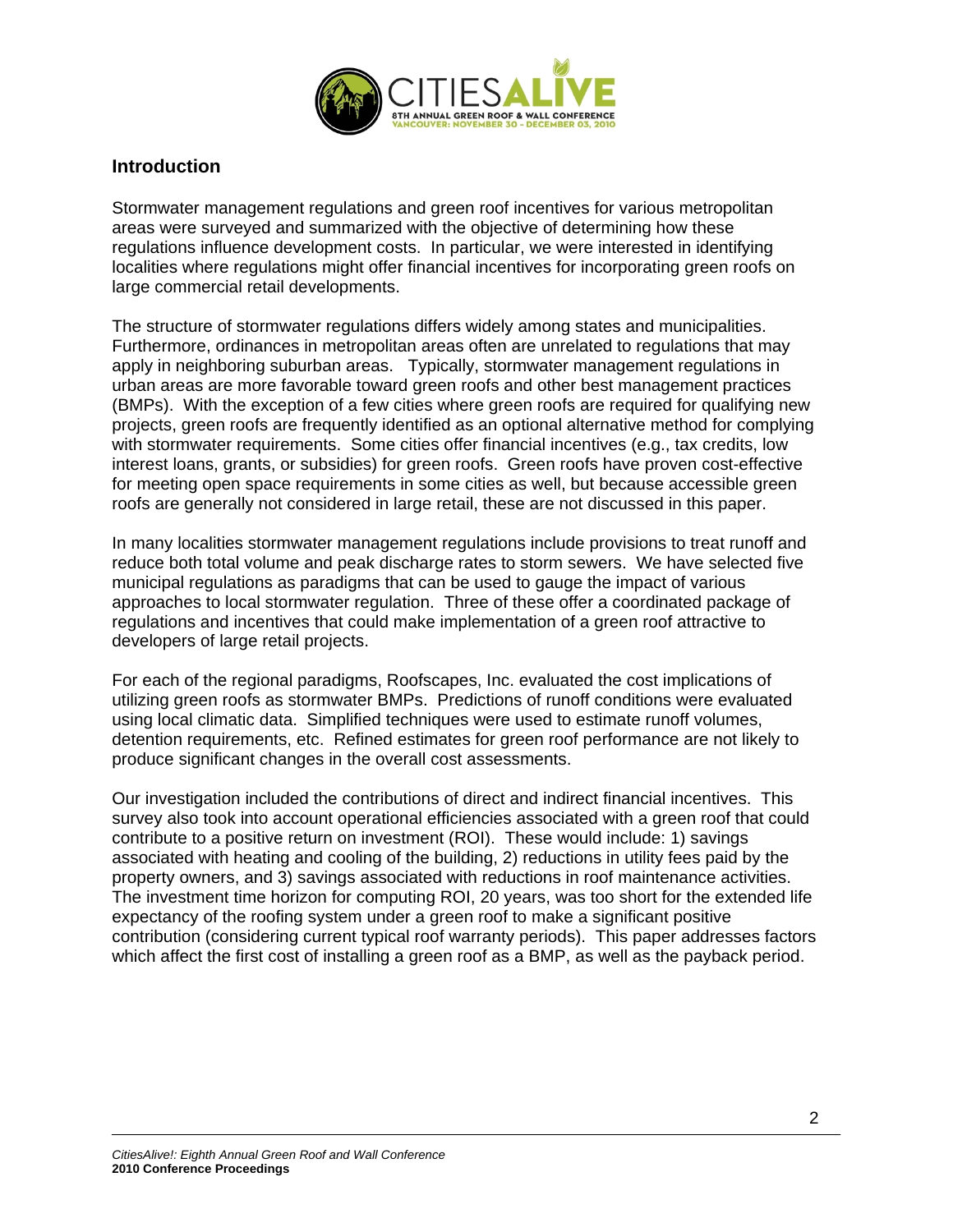## Introduction

Stormwater management regulations and green roof incentives for various metropolitan areas were surveyed and summarized with the objective of determining how these regulations influence development costs. In particular, we were interested in identifying localities where regulations might offer financial incentives for incorporating green roofs on large commercial retail developments.

The structure of stormwater regulations differs widely among states and municipalities. Furthermore, ordinances in metropolitan areas often are unrelated to regulations that may apply in neighboring suburban areas. Typically, stormwater management regulations in urban areas are more favorable toward green roofs and other best management practices (BMPs). With the exception of a few cities where green roofs are required for qualifying new projects, green roofs are frequently identified as an optional alternative method for complying with stormwater requirements. Some cities offer financial incentives (e.g., tax credits, low interest loans, grants, or subsidies) for green roofs. Green roofs have proven cost-effective for meeting open space requirements in some cities as well, but because accessible green roofs are generally not considered in large retail, these are not discussed in this paper.

In many localities stormwater management regulations include provisions to treat runoff and reduce both total volume and peak discharge rates to storm sewers. We have selected five municipal regulations as paradigms that can be used to gauge the impact of various approaches to local stormwater regulation. Three of these offer a coordinated package of regulations and incentives that could make implementation of a green roof attractive to developers of large retail projects.

For each of the regional paradigms, Roofscapes, Inc. evaluated the cost implications of utilizing green roofs as stormwater BMPs. Predictions of runoff conditions were evaluated using local climatic data. Simplified techniques were used to estimate runoff volumes, detention requirements, etc. Refined estimates for green roof performance are not likely to produce significant changes in the overall cost assessments.

Our investigation included the contributions of direct and indirect financial incentives. This survey also took into account operational efficiencies associated with a green roof that could contribute to a positive return on investment (ROI). These would include: 1) savings associated with heating and cooling of the building, 2) reductions in utility fees paid by the property owners, and 3) savings associated with reductions in roof maintenance activities. The investment time horizon for computing ROI, 20 years, was too short for the extended life expectancy of the roofing system under a green roof to make a significant positive contribution (considering current typical roof warranty periods). This paper addresses factors which affect the first cost of installing a green roof as a BMP, as well as the payback period.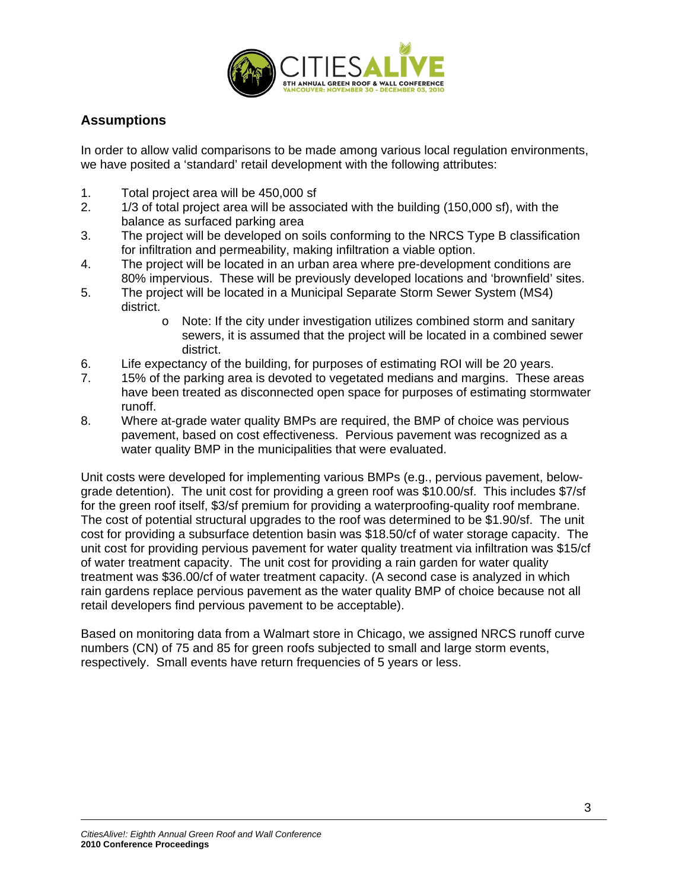## Assumptions

In order to allow valid comparisons to be made among various local regulation environments, we have posited a 'standard' retail development with the following attributes:

1. Total project area will be 450,000 sf
2. 1/3 of total project area will be associated with the building (150,000 sf), with the balance as surfaced parking area
3. The project will be developed on soils conforming to the NRCS Type B classification for infiltration and permeability, making infiltration a viable option.
4. The project will be located in an urban area where pre-development conditions are 80% impervious. These will be previously developed locations and 'brownfield' sites.
5. The project will be located in a Municipal Separate Storm Sewer System (MS4) district.
   - Note: If the city under investigation utilizes combined storm and sanitary sewers, it is assumed that the project will be located in a combined sewer district.
6. Life expectancy of the building, for purposes of estimating ROI will be 20 years.
7. 15% of the parking area is devoted to vegetated medians and margins. These areas have been treated as disconnected open space for purposes of estimating stormwater runoff.
8. Where at-grade water quality BMPs are required, the BMP of choice was pervious pavement, based on cost effectiveness. Pervious pavement was recognized as a water quality BMP in the municipalities that were evaluated.

Unit costs were developed for implementing various BMPs (e.g., pervious pavement, below-grade detention). The unit cost for providing a green roof was $10.00/sf. This includes $7/sf for the green roof itself, $3/sf premium for providing a waterproofing-quality roof membrane. The cost of potential structural upgrades to the roof was determined to be $1.90/sf. The unit cost for providing a subsurface detention basin was $18.50/cf of water storage capacity. The unit cost for providing pervious pavement for water quality treatment via infiltration was $15/cf of water treatment capacity. The unit cost for providing a rain garden for water quality treatment was $36.00/cf of water treatment capacity. (A second case is analyzed in which rain gardens replace pervious pavement as the water quality BMP of choice because not all retail developers find pervious pavement to be acceptable).

Based on monitoring data from a Walmart store in Chicago, we assigned NRCS runoff curve numbers (CN) of 75 and 85 for green roofs subjected to small and large storm events, respectively. Small events have return frequencies of 5 years or less.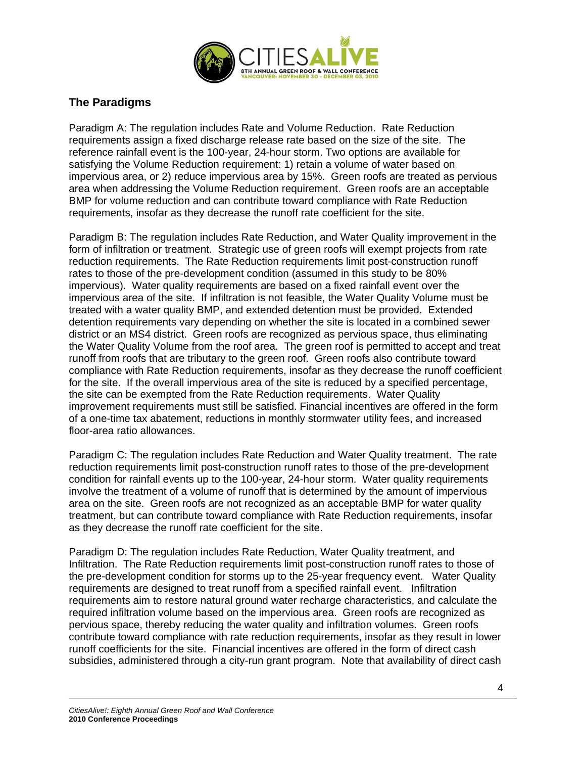## The Paradigms

Paradigm A: The regulation includes Rate and Volume Reduction. Rate Reduction requirements assign a fixed discharge release rate based on the size of the site. The reference rainfall event is the 100-year, 24-hour storm. Two options are available for satisfying the Volume Reduction requirement: 1) retain a volume of water based on impervious area, or 2) reduce impervious area by 15%. Green roofs are treated as pervious area when addressing the Volume Reduction requirement. Green roofs are an acceptable BMP for volume reduction and can contribute toward compliance with Rate Reduction requirements, insofar as they decrease the runoff rate coefficient for the site.

Paradigm B: The regulation includes Rate Reduction, and Water Quality improvement in the form of infiltration or treatment. Strategic use of green roofs will exempt projects from rate reduction requirements. The Rate Reduction requirements limit post-construction runoff rates to those of the pre-development condition (assumed in this study to be 80% impervious). Water quality requirements are based on a fixed rainfall event over the impervious area of the site. If infiltration is not feasible, the Water Quality Volume must be treated with a water quality BMP, and extended detention must be provided. Extended detention requirements vary depending on whether the site is located in a combined sewer district or an MS4 district. Green roofs are recognized as pervious space, thus eliminating the Water Quality Volume from the roof area. The green roof is permitted to accept and treat runoff from roofs that are tributary to the green roof. Green roofs also contribute toward compliance with Rate Reduction requirements, insofar as they decrease the runoff coefficient for the site. If the overall impervious area of the site is reduced by a specified percentage, the site can be exempted from the Rate Reduction requirements. Water Quality improvement requirements must still be satisfied. Financial incentives are offered in the form of a one-time tax abatement, reductions in monthly stormwater utility fees, and increased floor-area ratio allowances.

Paradigm C: The regulation includes Rate Reduction and Water Quality treatment. The rate reduction requirements limit post-construction runoff rates to those of the pre-development condition for rainfall events up to the 100-year, 24-hour storm. Water quality requirements involve the treatment of a volume of runoff that is determined by the amount of impervious area on the site. Green roofs are not recognized as an acceptable BMP for water quality treatment, but can contribute toward compliance with Rate Reduction requirements, insofar as they decrease the runoff rate coefficient for the site.

Paradigm D: The regulation includes Rate Reduction, Water Quality treatment, and Infiltration. The Rate Reduction requirements limit post-construction runoff rates to those of the pre-development condition for storms up to the 25-year frequency event. Water Quality requirements are designed to treat runoff from a specified rainfall event. Infiltration requirements aim to restore natural ground water recharge characteristics, and calculate the required infiltration volume based on the impervious area. Green roofs are recognized as pervious space, thereby reducing the water quality and infiltration volumes. Green roofs contribute toward compliance with rate reduction requirements, insofar as they result in lower runoff coefficients for the site. Financial incentives are offered in the form of direct cash subsidies, administered through a city-run grant program. Note that availability of direct cash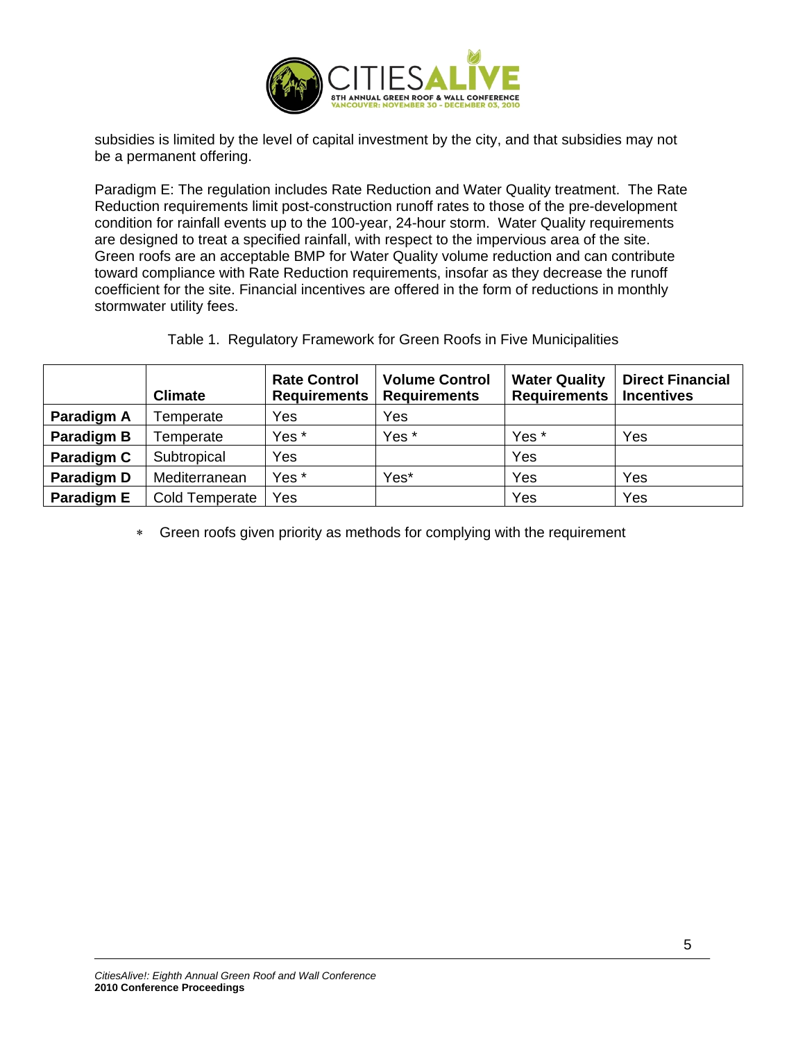subsidies is limited by the level of capital investment by the city, and that subsidies may not be a permanent offering.

Paradigm E: The regulation includes Rate Reduction and Water Quality treatment. The Rate Reduction requirements limit post-construction runoff rates to those of the pre-development condition for rainfall events up to the 100-year, 24-hour storm. Water Quality requirements are designed to treat a specified rainfall, with respect to the impervious area of the site. Green roofs are an acceptable BMP for Water Quality volume reduction and can contribute toward compliance with Rate Reduction requirements, insofar as they decrease the runoff coefficient for the site. Financial incentives are offered in the form of reductions in monthly stormwater utility fees.

Table 1. Regulatory Framework for Green Roofs in Five Municipalities

| | Climate | Rate Control Requirements | Volume Control Requirements | Water Quality Requirements | Direct Financial Incentives |
|---|---|---|---|---|---|
| **Paradigm A** | Temperate | Yes | Yes | | |
| **Paradigm B** | Temperate | Yes * | Yes * | Yes * | Yes |
| **Paradigm C** | Subtropical | Yes | | Yes | |
| **Paradigm D** | Mediterranean | Yes * | Yes* | Yes | Yes |
| **Paradigm E** | Cold Temperate | Yes | | Yes | Yes |

* Green roofs given priority as methods for complying with the requirement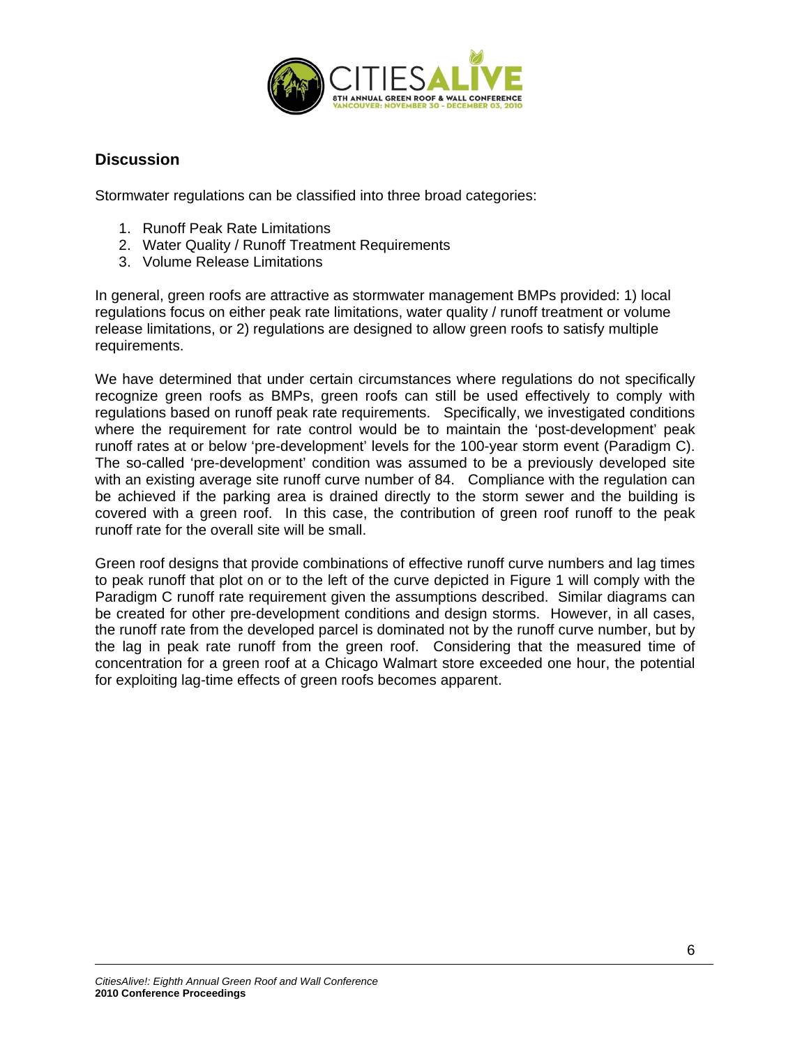## Discussion

Stormwater regulations can be classified into three broad categories:

1. Runoff Peak Rate Limitations
2. Water Quality / Runoff Treatment Requirements
3. Volume Release Limitations

In general, green roofs are attractive as stormwater management BMPs provided: 1) local regulations focus on either peak rate limitations, water quality / runoff treatment or volume release limitations, or 2) regulations are designed to allow green roofs to satisfy multiple requirements.

We have determined that under certain circumstances where regulations do not specifically recognize green roofs as BMPs, green roofs can still be used effectively to comply with regulations based on runoff peak rate requirements. Specifically, we investigated conditions where the requirement for rate control would be to maintain the 'post-development' peak runoff rates at or below 'pre-development' levels for the 100-year storm event (Paradigm C). The so-called 'pre-development' condition was assumed to be a previously developed site with an existing average site runoff curve number of 84. Compliance with the regulation can be achieved if the parking area is drained directly to the storm sewer and the building is covered with a green roof. In this case, the contribution of green roof runoff to the peak runoff rate for the overall site will be small.

Green roof designs that provide combinations of effective runoff curve numbers and lag times to peak runoff that plot on or to the left of the curve depicted in Figure 1 will comply with the Paradigm C runoff rate requirement given the assumptions described. Similar diagrams can be created for other pre-development conditions and design storms. However, in all cases, the runoff rate from the developed parcel is dominated not by the runoff curve number, but by the lag in peak rate runoff from the green roof. Considering that the measured time of concentration for a green roof at a Chicago Walmart store exceeded one hour, the potential for exploiting lag-time effects of green roofs becomes apparent.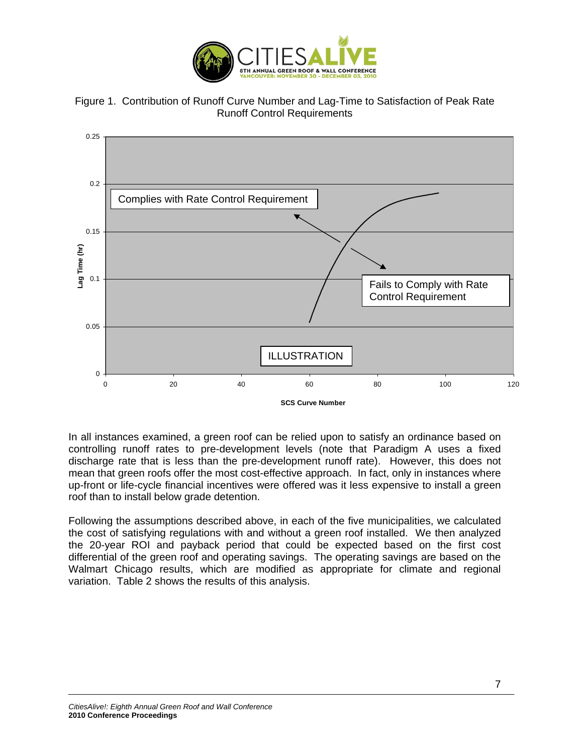Figure 1. Contribution of Runoff Curve Number and Lag-Time to Satisfaction of Peak Rate Runoff Control Requirements

Complies with Rate Control Requirement

Fails to Comply with Rate Control Requirement

ILLUSTRATION

In all instances examined, a green roof can be relied upon to satisfy an ordinance based on controlling runoff rates to pre-development levels (note that Paradigm A uses a fixed discharge rate that is less than the pre-development runoff rate). However, this does not mean that green roofs offer the most cost-effective approach. In fact, only in instances where up-front or life-cycle financial incentives were offered was it less expensive to install a green roof than to install below grade detention.

Following the assumptions described above, in each of the five municipalities, we calculated the cost of satisfying regulations with and without a green roof installed. We then analyzed the 20-year ROI and payback period that could be expected based on the first cost differential of the green roof and operating savings. The operating savings are based on the Walmart Chicago results, which are modified as appropriate for climate and regional variation. Table 2 shows the results of this analysis.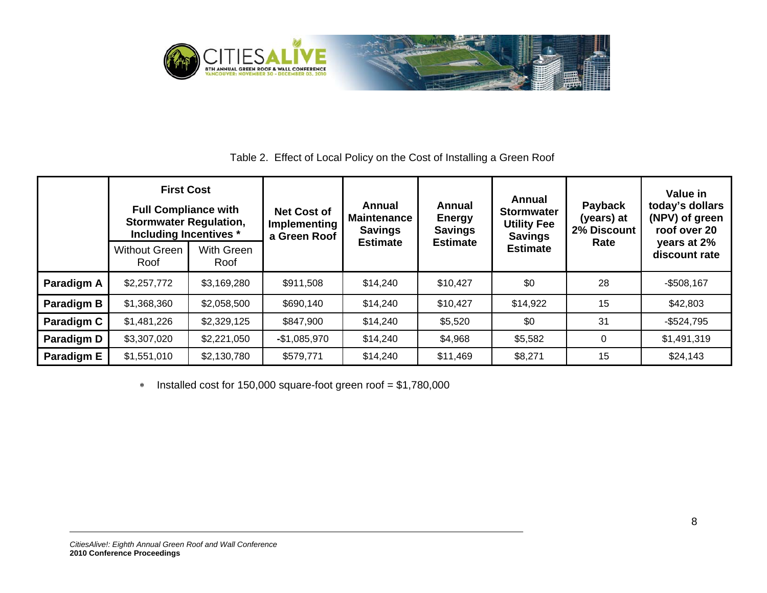Table 2. Effect of Local Policy on the Cost of Installing a Green Roof

| | First Cost<br>Full Compliance with Stormwater Regulation, Including Incentives * | | Net Cost of Implementing a Green Roof | Annual Maintenance Savings Estimate | Annual Energy Savings Estimate | Annual Stormwater Utility Fee Savings Estimate | Payback (years) at 2% Discount Rate | Value in today's dollars (NPV) of green roof over 20 years at 2% discount rate |
|---|---|---|---|---|---|---|---|---|
| | Without Green Roof | With Green Roof | | | | | | |
| **Paradigm A** | $2,257,772 | $3,169,280 | $911,508 | $14,240 | $10,427 | $0 | 28 | -$508,167 |
| **Paradigm B** | $1,368,360 | $2,058,500 | $690,140 | $14,240 | $10,427 | $14,922 | 15 | $42,803 |
| **Paradigm C** | $1,481,226 | $2,329,125 | $847,900 | $14,240 | $5,520 | $0 | 31 | -$524,795 |
| **Paradigm D** | $3,307,020 | $2,221,050 | -$1,085,970 | $14,240 | $4,968 | $5,582 | 0 | $1,491,319 |
| **Paradigm E** | $1,551,010 | $2,130,780 | $579,771 | $14,240 | $11,469 | $8,271 | 15 | $24,143 |

* Installed cost for 150,000 square-foot green roof = $1,780,000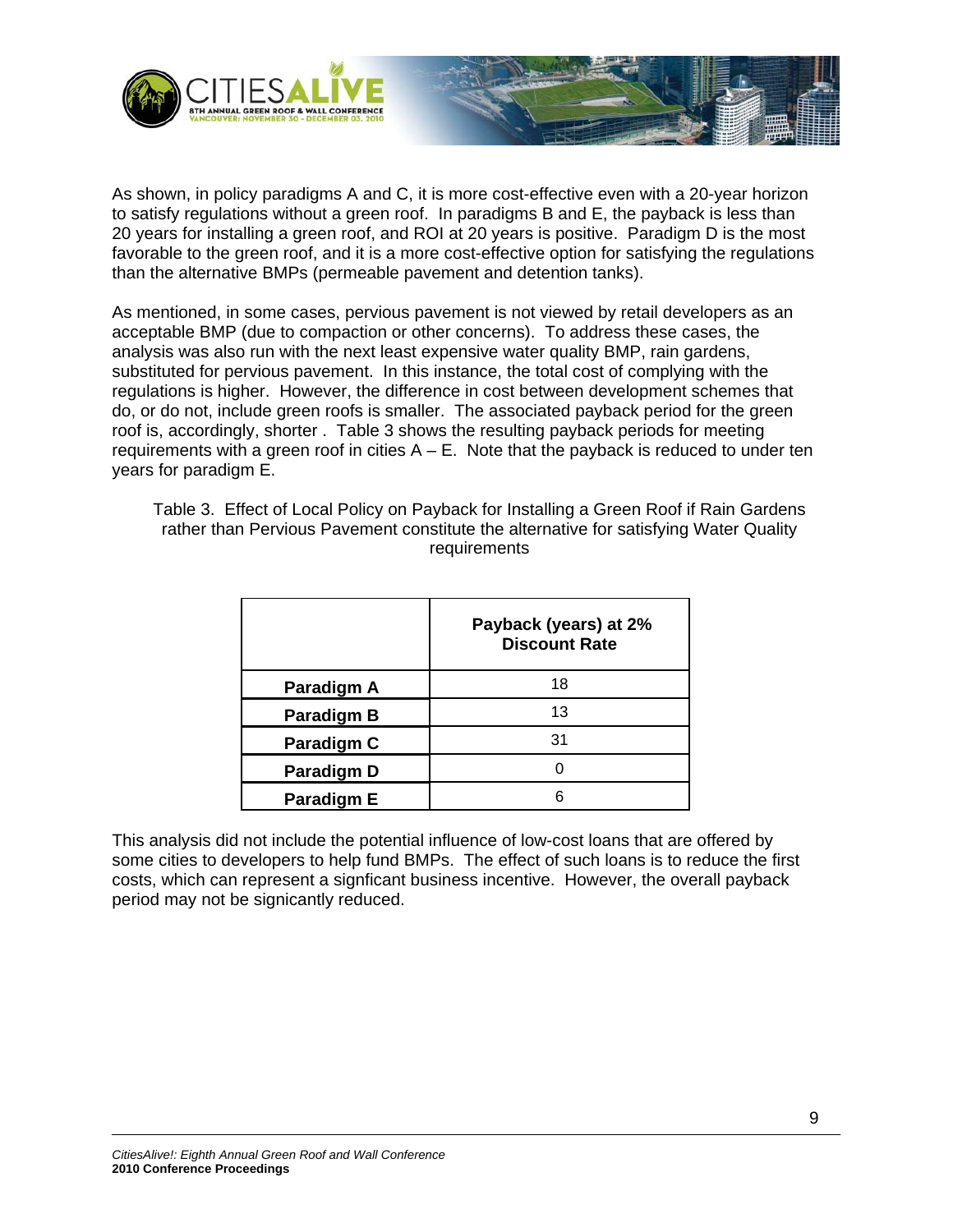As shown, in policy paradigms A and C, it is more cost-effective even with a 20-year horizon to satisfy regulations without a green roof. In paradigms B and E, the payback is less than 20 years for installing a green roof, and ROI at 20 years is positive. Paradigm D is the most favorable to the green roof, and it is a more cost-effective option for satisfying the regulations than the alternative BMPs (permeable pavement and detention tanks).

As mentioned, in some cases, pervious pavement is not viewed by retail developers as an acceptable BMP (due to compaction or other concerns). To address these cases, the analysis was also run with the next least expensive water quality BMP, rain gardens, substituted for pervious pavement. In this instance, the total cost of complying with the regulations is higher. However, the difference in cost between development schemes that do, or do not, include green roofs is smaller. The associated payback period for the green roof is, accordingly, shorter . Table 3 shows the resulting payback periods for meeting requirements with a green roof in cities A – E. Note that the payback is reduced to under ten years for paradigm E.

Table 3. Effect of Local Policy on Payback for Installing a Green Roof if Rain Gardens rather than Pervious Pavement constitute the alternative for satisfying Water Quality requirements

| | **Payback (years) at 2% Discount Rate** |
|---|---|
| **Paradigm A** | 18 |
| **Paradigm B** | 13 |
| **Paradigm C** | 31 |
| **Paradigm D** | 0 |
| **Paradigm E** | 6 |

This analysis did not include the potential influence of low-cost loans that are offered by some cities to developers to help fund BMPs. The effect of such loans is to reduce the first costs, which can represent a signficant business incentive. However, the overall payback period may not be signicantly reduced.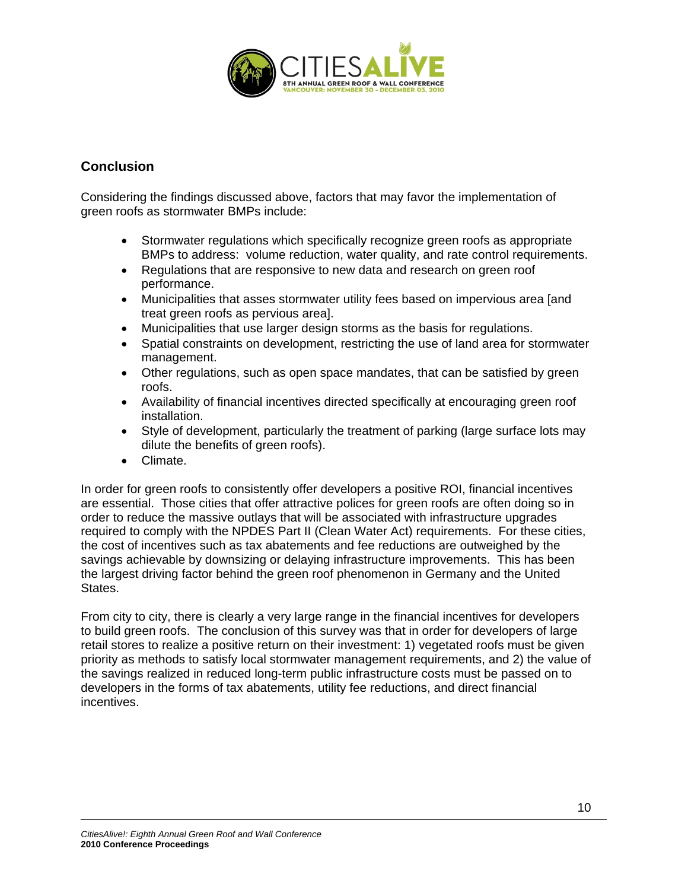## Conclusion

Considering the findings discussed above, factors that may favor the implementation of green roofs as stormwater BMPs include:

- Stormwater regulations which specifically recognize green roofs as appropriate BMPs to address: volume reduction, water quality, and rate control requirements.
- Regulations that are responsive to new data and research on green roof performance.
- Municipalities that asses stormwater utility fees based on impervious area [and treat green roofs as pervious area].
- Municipalities that use larger design storms as the basis for regulations.
- Spatial constraints on development, restricting the use of land area for stormwater management.
- Other regulations, such as open space mandates, that can be satisfied by green roofs.
- Availability of financial incentives directed specifically at encouraging green roof installation.
- Style of development, particularly the treatment of parking (large surface lots may dilute the benefits of green roofs).
- Climate.

In order for green roofs to consistently offer developers a positive ROI, financial incentives are essential. Those cities that offer attractive polices for green roofs are often doing so in order to reduce the massive outlays that will be associated with infrastructure upgrades required to comply with the NPDES Part II (Clean Water Act) requirements. For these cities, the cost of incentives such as tax abatements and fee reductions are outweighed by the savings achievable by downsizing or delaying infrastructure improvements. This has been the largest driving factor behind the green roof phenomenon in Germany and the United States.

From city to city, there is clearly a very large range in the financial incentives for developers to build green roofs. The conclusion of this survey was that in order for developers of large retail stores to realize a positive return on their investment: 1) vegetated roofs must be given priority as methods to satisfy local stormwater management requirements, and 2) the value of the savings realized in reduced long-term public infrastructure costs must be passed on to developers in the forms of tax abatements, utility fee reductions, and direct financial incentives.